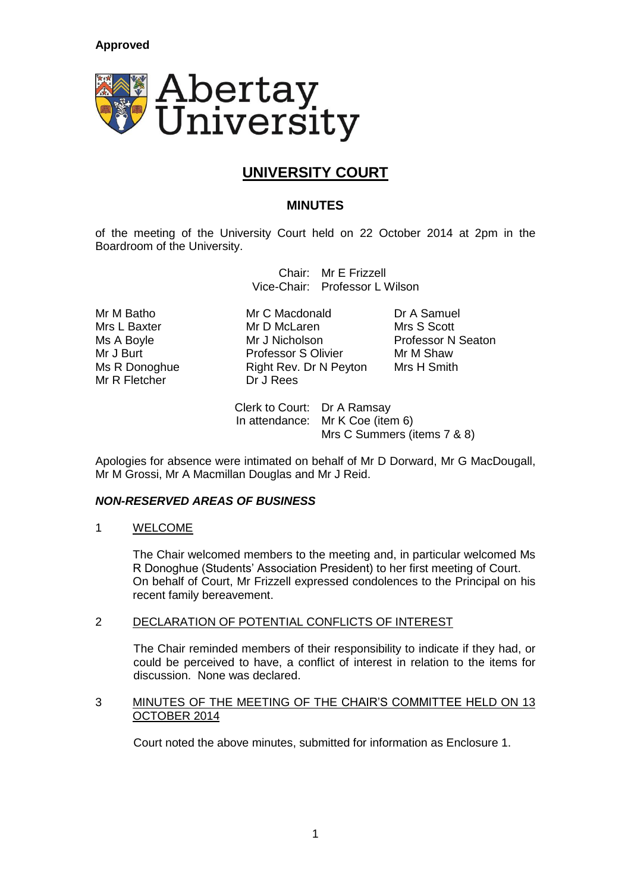**Approved**

Abertay University

# UNIVERSITY COURT

## MINUTES

of the meeting of the University Court held on 22 October 2014 at 2pm in the Boardroom of the University.

Chair: Mr E Frizzell
Vice-Chair: Professor L Wilson

Mr M Batho
Mrs L Baxter
Ms A Boyle
Mr J Burt
Ms R Donoghue
Mr R Fletcher
Mr C Macdonald
Mr D McLaren
Mr J Nicholson
Professor S Olivier
Right Rev. Dr N Peyton
Dr J Rees
Dr A Samuel
Mrs S Scott
Professor N Seaton
Mr M Shaw
Mrs H Smith

Clerk to Court: Dr A Ramsay
In attendance: Mr K Coe (item 6)
Mrs C Summers (items 7 & 8)

Apologies for absence were intimated on behalf of Mr D Dorward, Mr G MacDougall, Mr M Grossi, Mr A Macmillan Douglas and Mr J Reid.

***NON-RESERVED AREAS OF BUSINESS***

1 WELCOME

The Chair welcomed members to the meeting and, in particular welcomed Ms R Donoghue (Students' Association President) to her first meeting of Court. On behalf of Court, Mr Frizzell expressed condolences to the Principal on his recent family bereavement.

2 DECLARATION OF POTENTIAL CONFLICTS OF INTEREST

The Chair reminded members of their responsibility to indicate if they had, or could be perceived to have, a conflict of interest in relation to the items for discussion. None was declared.

3 MINUTES OF THE MEETING OF THE CHAIR'S COMMITTEE HELD ON 13 OCTOBER 2014

Court noted the above minutes, submitted for information as Enclosure 1.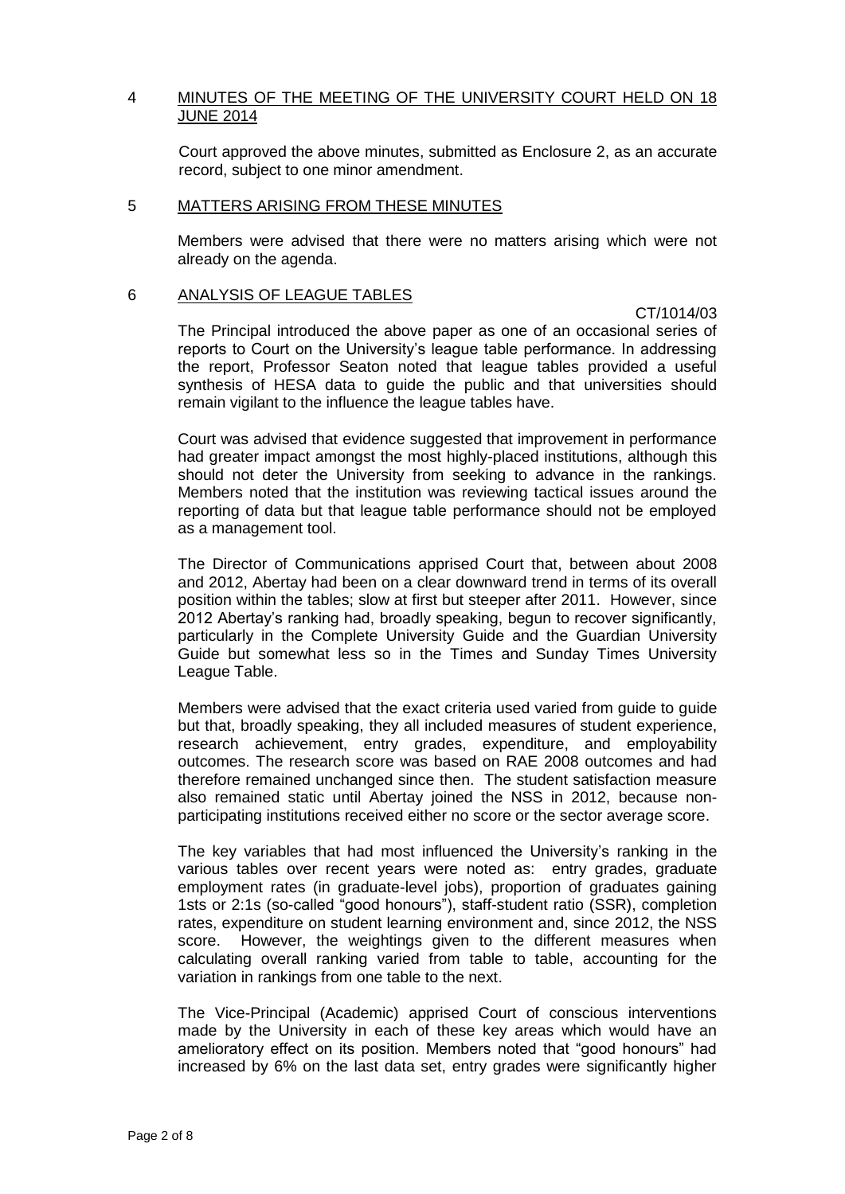## 4 MINUTES OF THE MEETING OF THE UNIVERSITY COURT HELD ON 18 JUNE 2014

Court approved the above minutes, submitted as Enclosure 2, as an accurate record, subject to one minor amendment.

## 5 MATTERS ARISING FROM THESE MINUTES

Members were advised that there were no matters arising which were not already on the agenda.

## 6 ANALYSIS OF LEAGUE TABLES

CT/1014/03

The Principal introduced the above paper as one of an occasional series of reports to Court on the University's league table performance. In addressing the report, Professor Seaton noted that league tables provided a useful synthesis of HESA data to guide the public and that universities should remain vigilant to the influence the league tables have.

Court was advised that evidence suggested that improvement in performance had greater impact amongst the most highly-placed institutions, although this should not deter the University from seeking to advance in the rankings. Members noted that the institution was reviewing tactical issues around the reporting of data but that league table performance should not be employed as a management tool.

The Director of Communications apprised Court that, between about 2008 and 2012, Abertay had been on a clear downward trend in terms of its overall position within the tables; slow at first but steeper after 2011. However, since 2012 Abertay's ranking had, broadly speaking, begun to recover significantly, particularly in the Complete University Guide and the Guardian University Guide but somewhat less so in the Times and Sunday Times University League Table.

Members were advised that the exact criteria used varied from guide to guide but that, broadly speaking, they all included measures of student experience, research achievement, entry grades, expenditure, and employability outcomes. The research score was based on RAE 2008 outcomes and had therefore remained unchanged since then. The student satisfaction measure also remained static until Abertay joined the NSS in 2012, because non-participating institutions received either no score or the sector average score.

The key variables that had most influenced the University's ranking in the various tables over recent years were noted as: entry grades, graduate employment rates (in graduate-level jobs), proportion of graduates gaining 1sts or 2:1s (so-called "good honours"), staff-student ratio (SSR), completion rates, expenditure on student learning environment and, since 2012, the NSS score. However, the weightings given to the different measures when calculating overall ranking varied from table to table, accounting for the variation in rankings from one table to the next.

The Vice-Principal (Academic) apprised Court of conscious interventions made by the University in each of these key areas which would have an amelioratory effect on its position. Members noted that "good honours" had increased by 6% on the last data set, entry grades were significantly higher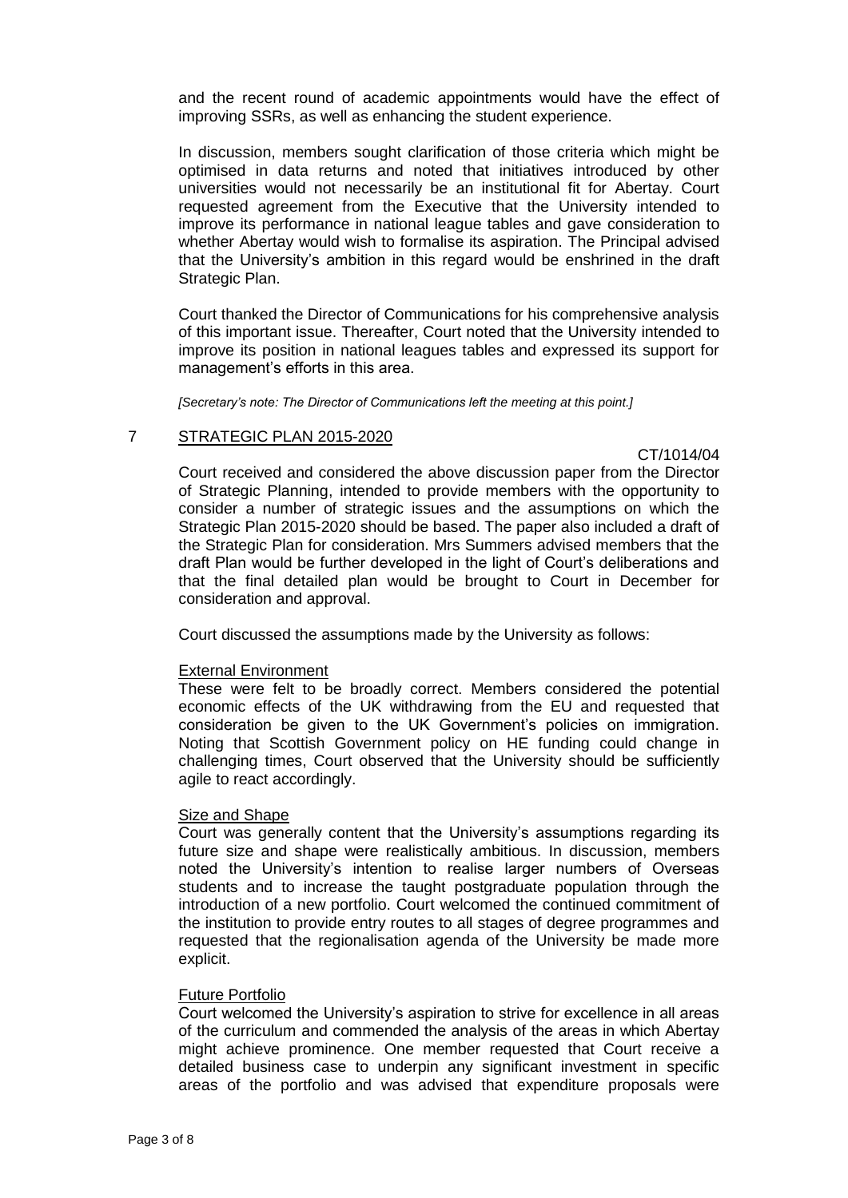and the recent round of academic appointments would have the effect of improving SSRs, as well as enhancing the student experience.

In discussion, members sought clarification of those criteria which might be optimised in data returns and noted that initiatives introduced by other universities would not necessarily be an institutional fit for Abertay. Court requested agreement from the Executive that the University intended to improve its performance in national league tables and gave consideration to whether Abertay would wish to formalise its aspiration. The Principal advised that the University's ambition in this regard would be enshrined in the draft Strategic Plan.

Court thanked the Director of Communications for his comprehensive analysis of this important issue. Thereafter, Court noted that the University intended to improve its position in national leagues tables and expressed its support for management's efforts in this area.

*[Secretary's note: The Director of Communications left the meeting at this point.]*

## 7 STRATEGIC PLAN 2015-2020

CT/1014/04

Court received and considered the above discussion paper from the Director of Strategic Planning, intended to provide members with the opportunity to consider a number of strategic issues and the assumptions on which the Strategic Plan 2015-2020 should be based. The paper also included a draft of the Strategic Plan for consideration. Mrs Summers advised members that the draft Plan would be further developed in the light of Court's deliberations and that the final detailed plan would be brought to Court in December for consideration and approval.

Court discussed the assumptions made by the University as follows:

### External Environment

These were felt to be broadly correct. Members considered the potential economic effects of the UK withdrawing from the EU and requested that consideration be given to the UK Government's policies on immigration. Noting that Scottish Government policy on HE funding could change in challenging times, Court observed that the University should be sufficiently agile to react accordingly.

### Size and Shape

Court was generally content that the University's assumptions regarding its future size and shape were realistically ambitious. In discussion, members noted the University's intention to realise larger numbers of Overseas students and to increase the taught postgraduate population through the introduction of a new portfolio. Court welcomed the continued commitment of the institution to provide entry routes to all stages of degree programmes and requested that the regionalisation agenda of the University be made more explicit.

### Future Portfolio

Court welcomed the University's aspiration to strive for excellence in all areas of the curriculum and commended the analysis of the areas in which Abertay might achieve prominence. One member requested that Court receive a detailed business case to underpin any significant investment in specific areas of the portfolio and was advised that expenditure proposals were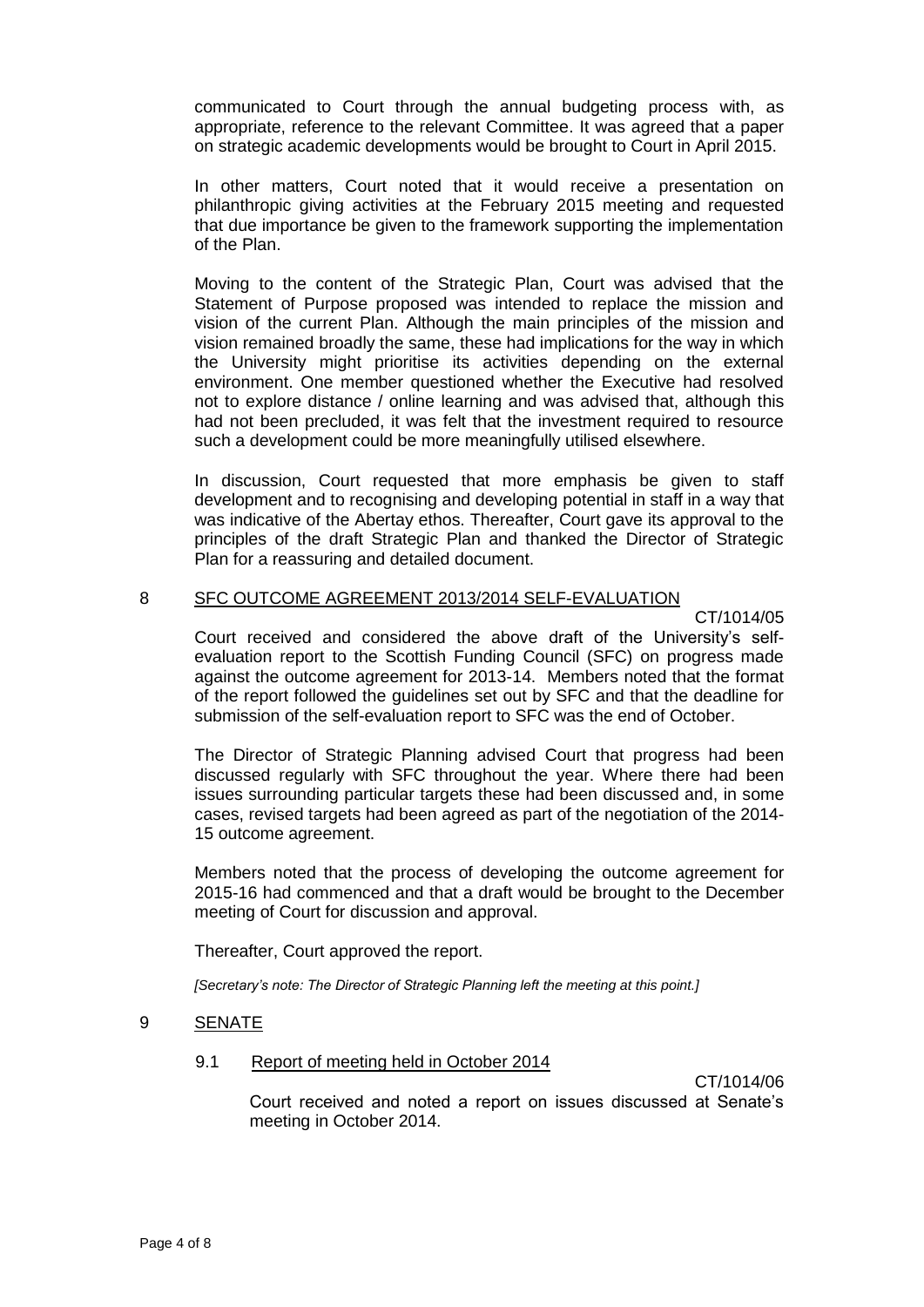communicated to Court through the annual budgeting process with, as appropriate, reference to the relevant Committee. It was agreed that a paper on strategic academic developments would be brought to Court in April 2015.

In other matters, Court noted that it would receive a presentation on philanthropic giving activities at the February 2015 meeting and requested that due importance be given to the framework supporting the implementation of the Plan.

Moving to the content of the Strategic Plan, Court was advised that the Statement of Purpose proposed was intended to replace the mission and vision of the current Plan. Although the main principles of the mission and vision remained broadly the same, these had implications for the way in which the University might prioritise its activities depending on the external environment. One member questioned whether the Executive had resolved not to explore distance / online learning and was advised that, although this had not been precluded, it was felt that the investment required to resource such a development could be more meaningfully utilised elsewhere.

In discussion, Court requested that more emphasis be given to staff development and to recognising and developing potential in staff in a way that was indicative of the Abertay ethos. Thereafter, Court gave its approval to the principles of the draft Strategic Plan and thanked the Director of Strategic Plan for a reassuring and detailed document.

## 8 SFC OUTCOME AGREEMENT 2013/2014 SELF-EVALUATION

CT/1014/05

Court received and considered the above draft of the University's self-evaluation report to the Scottish Funding Council (SFC) on progress made against the outcome agreement for 2013-14. Members noted that the format of the report followed the guidelines set out by SFC and that the deadline for submission of the self-evaluation report to SFC was the end of October.

The Director of Strategic Planning advised Court that progress had been discussed regularly with SFC throughout the year. Where there had been issues surrounding particular targets these had been discussed and, in some cases, revised targets had been agreed as part of the negotiation of the 2014-15 outcome agreement.

Members noted that the process of developing the outcome agreement for 2015-16 had commenced and that a draft would be brought to the December meeting of Court for discussion and approval.

Thereafter, Court approved the report.

*[Secretary's note: The Director of Strategic Planning left the meeting at this point.]*

## 9 SENATE

### 9.1 Report of meeting held in October 2014

CT/1014/06

Court received and noted a report on issues discussed at Senate's meeting in October 2014.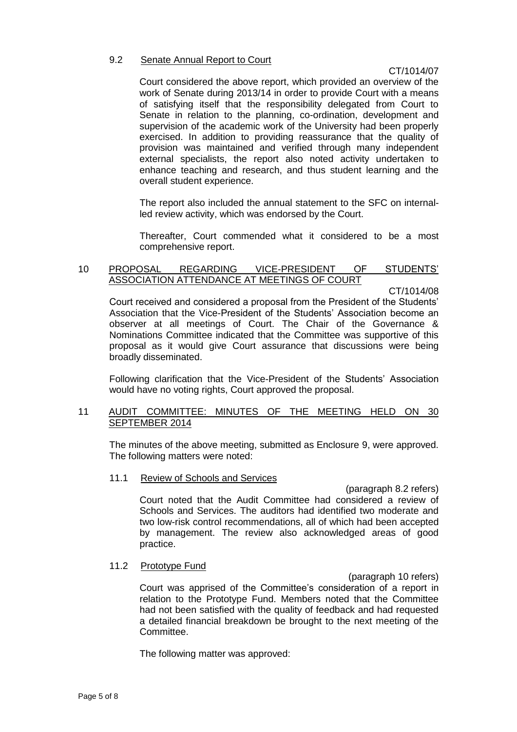### 9.2 Senate Annual Report to Court

CT/1014/07

Court considered the above report, which provided an overview of the work of Senate during 2013/14 in order to provide Court with a means of satisfying itself that the responsibility delegated from Court to Senate in relation to the planning, co-ordination, development and supervision of the academic work of the University had been properly exercised. In addition to providing reassurance that the quality of provision was maintained and verified through many independent external specialists, the report also noted activity undertaken to enhance teaching and research, and thus student learning and the overall student experience.

The report also included the annual statement to the SFC on internal-led review activity, which was endorsed by the Court.

Thereafter, Court commended what it considered to be a most comprehensive report.

## 10 PROPOSAL REGARDING VICE-PRESIDENT OF STUDENTS' ASSOCIATION ATTENDANCE AT MEETINGS OF COURT

CT/1014/08

Court received and considered a proposal from the President of the Students' Association that the Vice-President of the Students' Association become an observer at all meetings of Court. The Chair of the Governance & Nominations Committee indicated that the Committee was supportive of this proposal as it would give Court assurance that discussions were being broadly disseminated.

Following clarification that the Vice-President of the Students' Association would have no voting rights, Court approved the proposal.

## 11 AUDIT COMMITTEE: MINUTES OF THE MEETING HELD ON 30 SEPTEMBER 2014

The minutes of the above meeting, submitted as Enclosure 9, were approved. The following matters were noted:

### 11.1 Review of Schools and Services

(paragraph 8.2 refers)

Court noted that the Audit Committee had considered a review of Schools and Services. The auditors had identified two moderate and two low-risk control recommendations, all of which had been accepted by management. The review also acknowledged areas of good practice.

### 11.2 Prototype Fund

(paragraph 10 refers)

Court was apprised of the Committee's consideration of a report in relation to the Prototype Fund. Members noted that the Committee had not been satisfied with the quality of feedback and had requested a detailed financial breakdown be brought to the next meeting of the Committee.

The following matter was approved: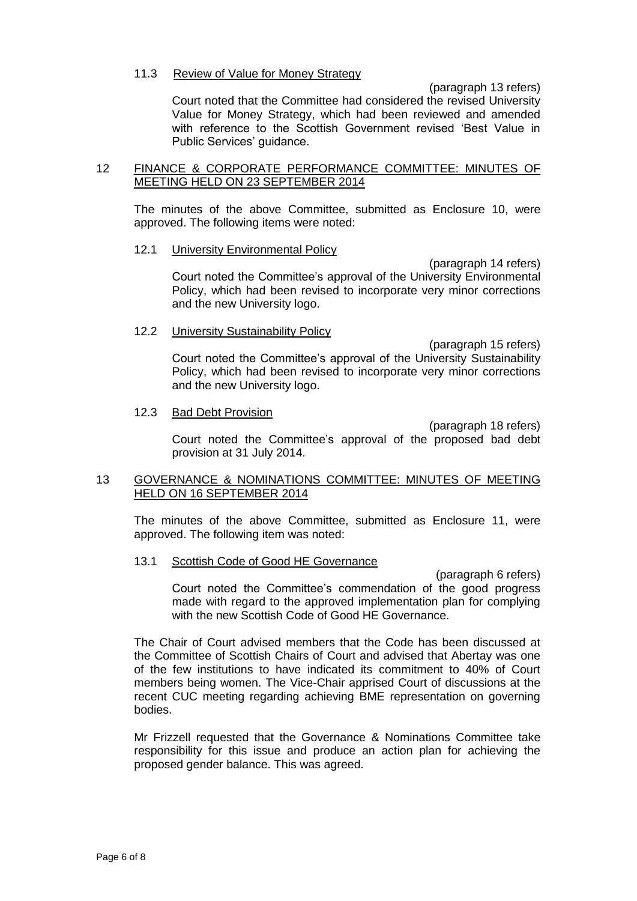### 11.3 Review of Value for Money Strategy

(paragraph 13 refers)

Court noted that the Committee had considered the revised University Value for Money Strategy, which had been reviewed and amended with reference to the Scottish Government revised 'Best Value in Public Services' guidance.

## 12 FINANCE & CORPORATE PERFORMANCE COMMITTEE: MINUTES OF MEETING HELD ON 23 SEPTEMBER 2014

The minutes of the above Committee, submitted as Enclosure 10, were approved. The following items were noted:

### 12.1 University Environmental Policy

(paragraph 14 refers)

Court noted the Committee's approval of the University Environmental Policy, which had been revised to incorporate very minor corrections and the new University logo.

### 12.2 University Sustainability Policy

(paragraph 15 refers)

Court noted the Committee's approval of the University Sustainability Policy, which had been revised to incorporate very minor corrections and the new University logo.

### 12.3 Bad Debt Provision

(paragraph 18 refers)

Court noted the Committee's approval of the proposed bad debt provision at 31 July 2014.

## 13 GOVERNANCE & NOMINATIONS COMMITTEE: MINUTES OF MEETING HELD ON 16 SEPTEMBER 2014

The minutes of the above Committee, submitted as Enclosure 11, were approved. The following item was noted:

### 13.1 Scottish Code of Good HE Governance

(paragraph 6 refers)

Court noted the Committee's commendation of the good progress made with regard to the approved implementation plan for complying with the new Scottish Code of Good HE Governance.

The Chair of Court advised members that the Code has been discussed at the Committee of Scottish Chairs of Court and advised that Abertay was one of the few institutions to have indicated its commitment to 40% of Court members being women. The Vice-Chair apprised Court of discussions at the recent CUC meeting regarding achieving BME representation on governing bodies.

Mr Frizzell requested that the Governance & Nominations Committee take responsibility for this issue and produce an action plan for achieving the proposed gender balance. This was agreed.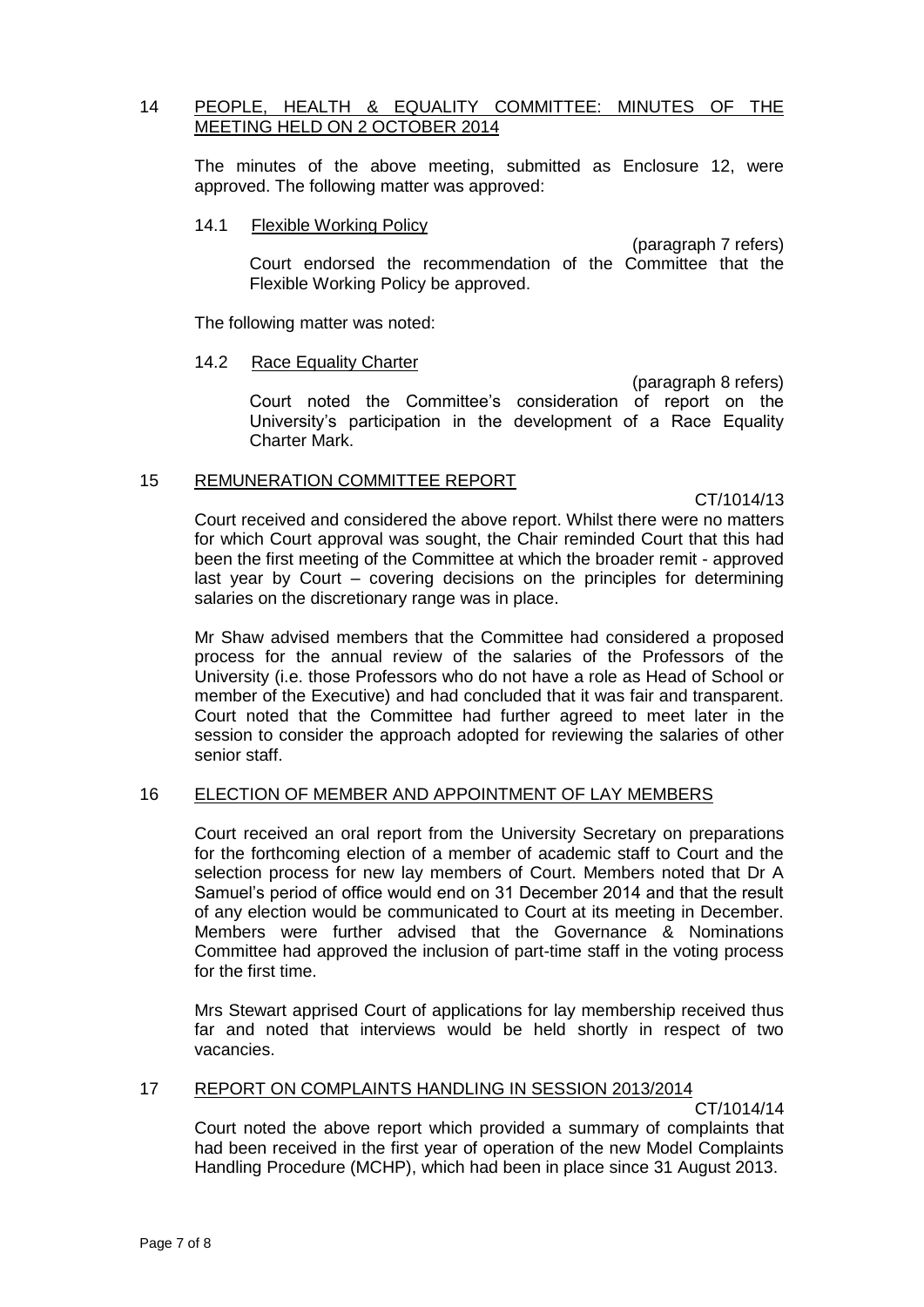## 14 PEOPLE, HEALTH & EQUALITY COMMITTEE: MINUTES OF THE MEETING HELD ON 2 OCTOBER 2014

The minutes of the above meeting, submitted as Enclosure 12, were approved. The following matter was approved:

### 14.1 Flexible Working Policy

(paragraph 7 refers)

Court endorsed the recommendation of the Committee that the Flexible Working Policy be approved.

The following matter was noted:

### 14.2 Race Equality Charter

(paragraph 8 refers)

Court noted the Committee's consideration of report on the University's participation in the development of a Race Equality Charter Mark.

## 15 REMUNERATION COMMITTEE REPORT

CT/1014/13

Court received and considered the above report. Whilst there were no matters for which Court approval was sought, the Chair reminded Court that this had been the first meeting of the Committee at which the broader remit - approved last year by Court – covering decisions on the principles for determining salaries on the discretionary range was in place.

Mr Shaw advised members that the Committee had considered a proposed process for the annual review of the salaries of the Professors of the University (i.e. those Professors who do not have a role as Head of School or member of the Executive) and had concluded that it was fair and transparent. Court noted that the Committee had further agreed to meet later in the session to consider the approach adopted for reviewing the salaries of other senior staff.

## 16 ELECTION OF MEMBER AND APPOINTMENT OF LAY MEMBERS

Court received an oral report from the University Secretary on preparations for the forthcoming election of a member of academic staff to Court and the selection process for new lay members of Court. Members noted that Dr A Samuel's period of office would end on 31 December 2014 and that the result of any election would be communicated to Court at its meeting in December. Members were further advised that the Governance & Nominations Committee had approved the inclusion of part-time staff in the voting process for the first time.

Mrs Stewart apprised Court of applications for lay membership received thus far and noted that interviews would be held shortly in respect of two vacancies.

## 17 REPORT ON COMPLAINTS HANDLING IN SESSION 2013/2014

CT/1014/14

Court noted the above report which provided a summary of complaints that had been received in the first year of operation of the new Model Complaints Handling Procedure (MCHP), which had been in place since 31 August 2013.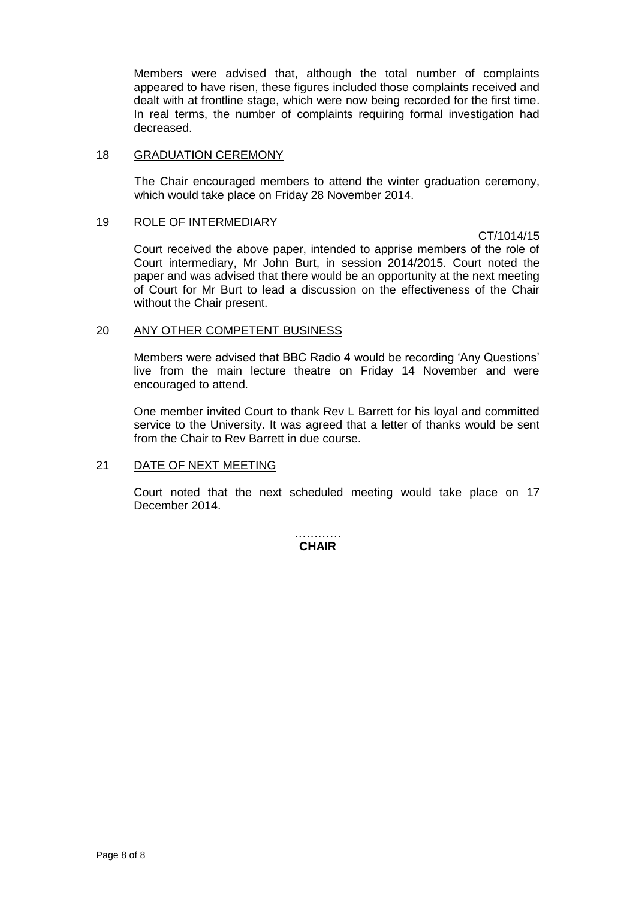Members were advised that, although the total number of complaints appeared to have risen, these figures included those complaints received and dealt with at frontline stage, which were now being recorded for the first time. In real terms, the number of complaints requiring formal investigation had decreased.

## 18 GRADUATION CEREMONY

The Chair encouraged members to attend the winter graduation ceremony, which would take place on Friday 28 November 2014.

## 19 ROLE OF INTERMEDIARY

CT/1014/15

Court received the above paper, intended to apprise members of the role of Court intermediary, Mr John Burt, in session 2014/2015. Court noted the paper and was advised that there would be an opportunity at the next meeting of Court for Mr Burt to lead a discussion on the effectiveness of the Chair without the Chair present.

## 20 ANY OTHER COMPETENT BUSINESS

Members were advised that BBC Radio 4 would be recording 'Any Questions' live from the main lecture theatre on Friday 14 November and were encouraged to attend.

One member invited Court to thank Rev L Barrett for his loyal and committed service to the University. It was agreed that a letter of thanks would be sent from the Chair to Rev Barrett in due course.

## 21 DATE OF NEXT MEETING

Court noted that the next scheduled meeting would take place on 17 December 2014.

…………

**CHAIR**